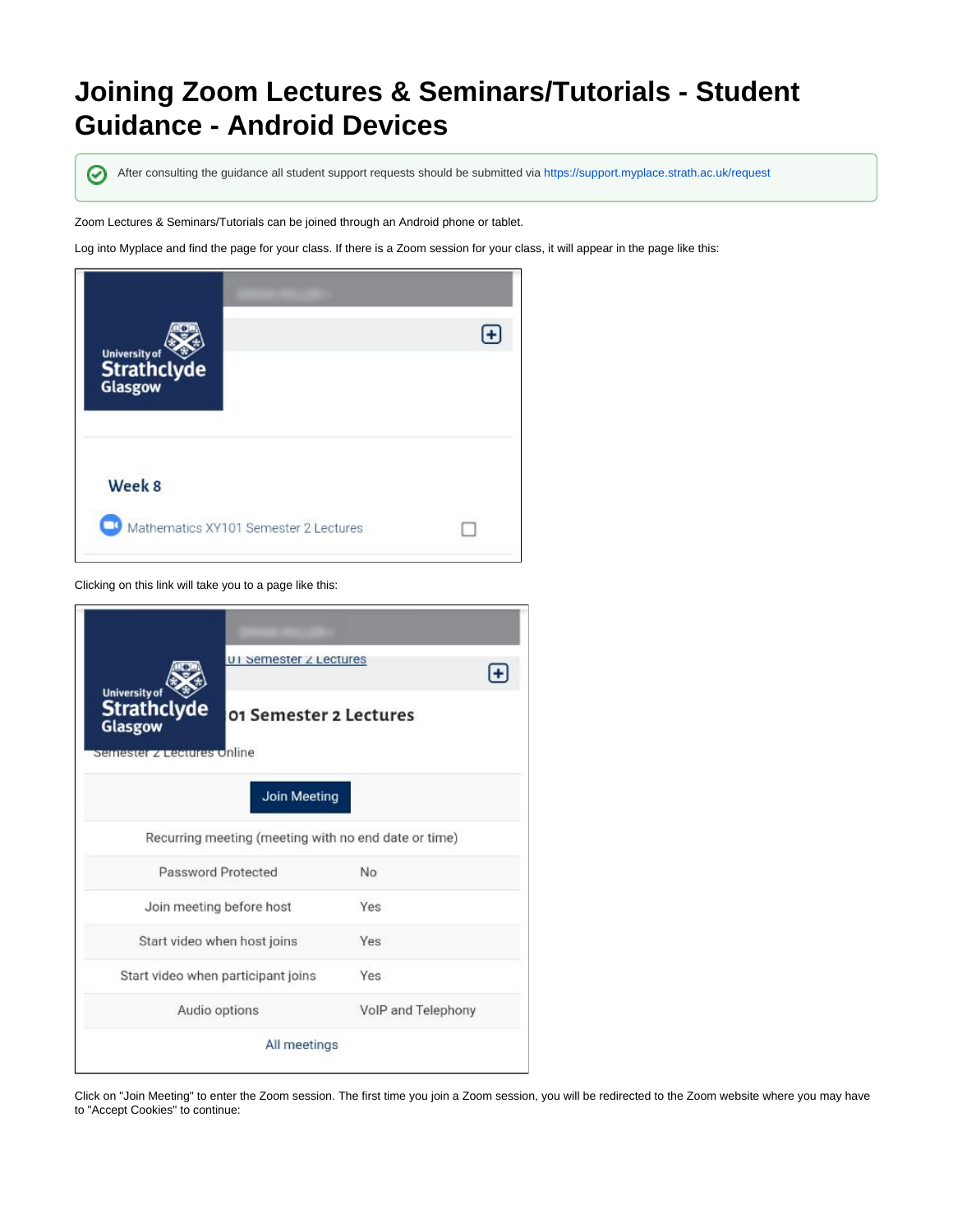# Joining Zoom Lectures & Seminars/Tutorials - Student Guidance - Android Devices

After consulting the guidance all student support requests should be submitted via https://support.myplace.strath.ac.uk/request

Zoom Lectures & Seminars/Tutorials can be joined through an Android phone or tablet.

Log into Myplace and find the page for your class. If there is a Zoom session for your class, it will appear in the page like this:

Clicking on this link will take you to a page like this:

Click on "Join Meeting" to enter the Zoom session. The first time you join a Zoom session, you will be redirected to the Zoom website where you may have to "Accept Cookies" to continue: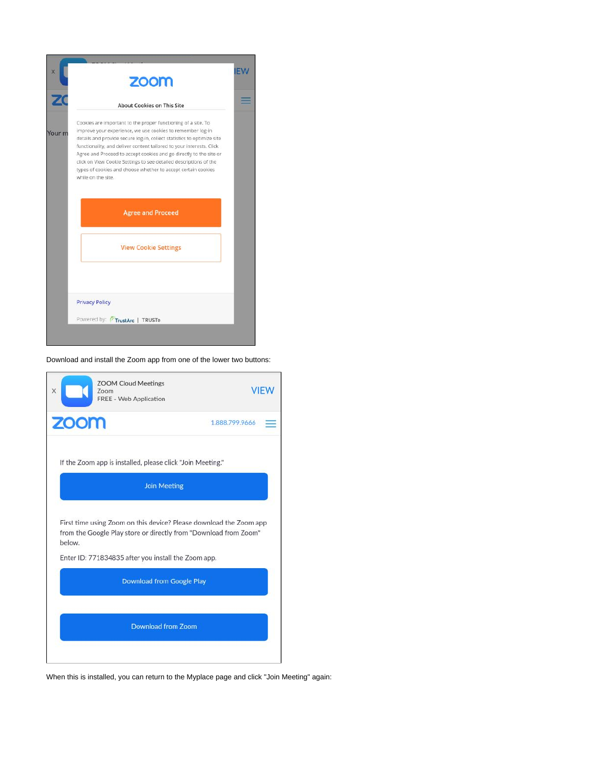Download and install the Zoom app from one of the lower two buttons:

When this is installed, you can return to the Myplace page and click "Join Meeting" again: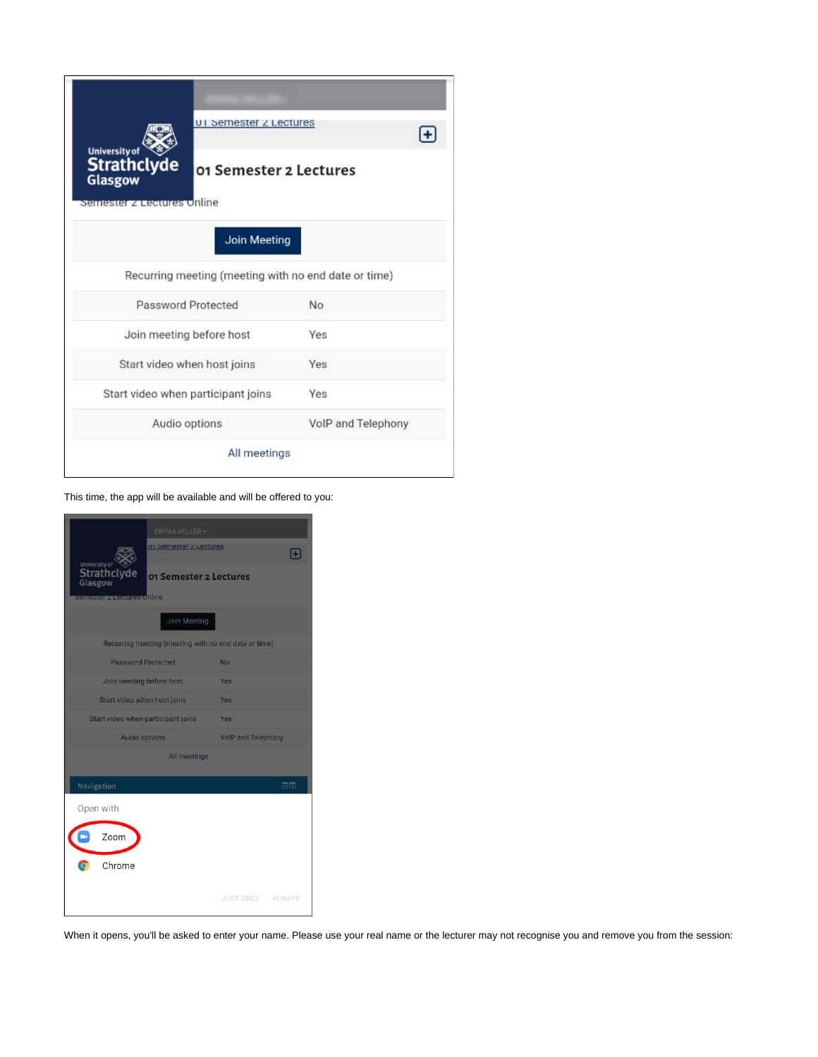This time, the app will be available and will be offered to you:

When it opens, you'll be asked to enter your name. Please use your real name or the lecturer may not recognise you and remove you from the session: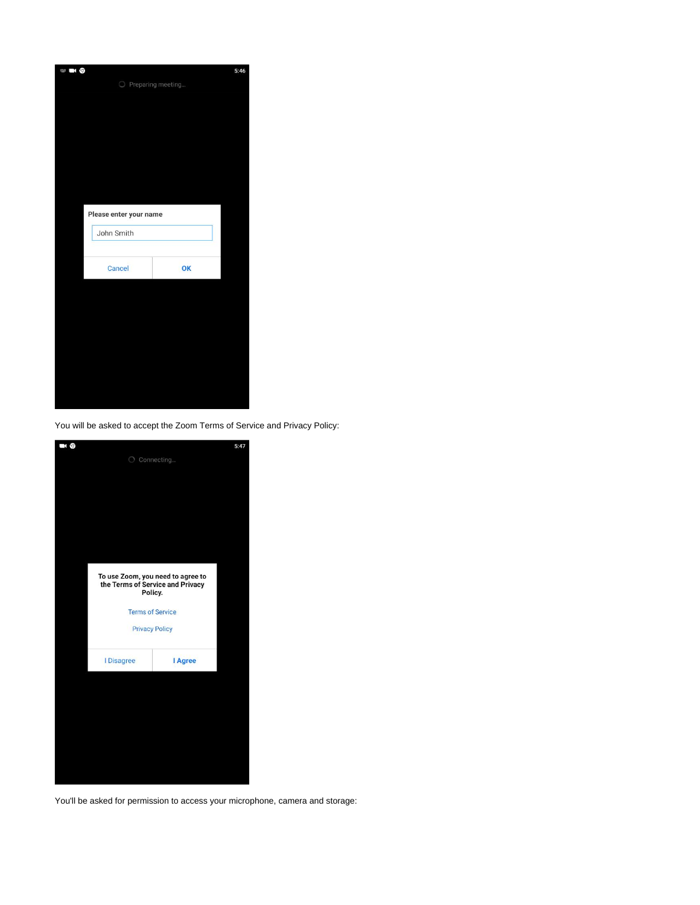You will be asked to accept the Zoom Terms of Service and Privacy Policy:

You'll be asked for permission to access your microphone, camera and storage: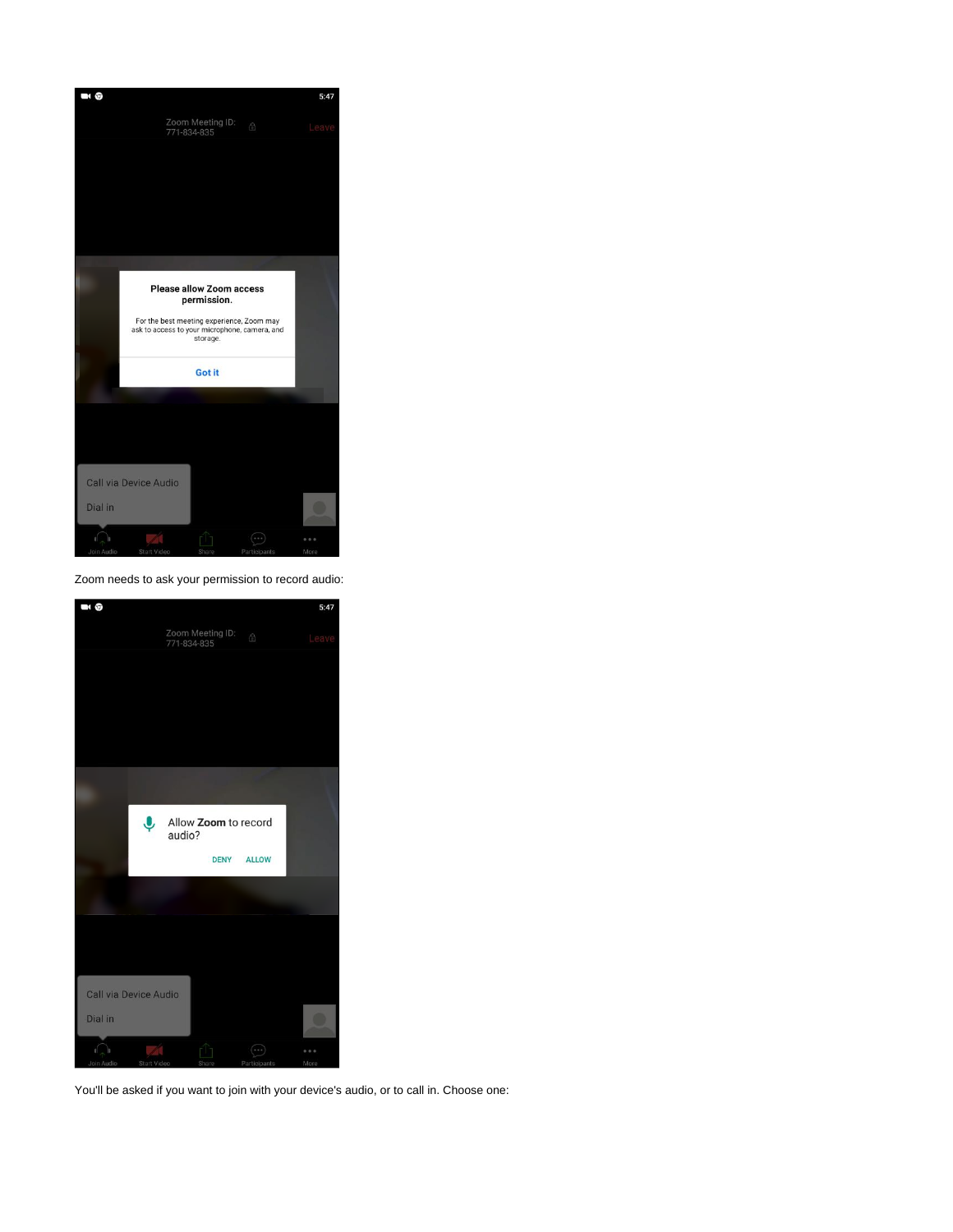Zoom needs to ask your permission to record audio:

You'll be asked if you want to join with your device's audio, or to call in. Choose one: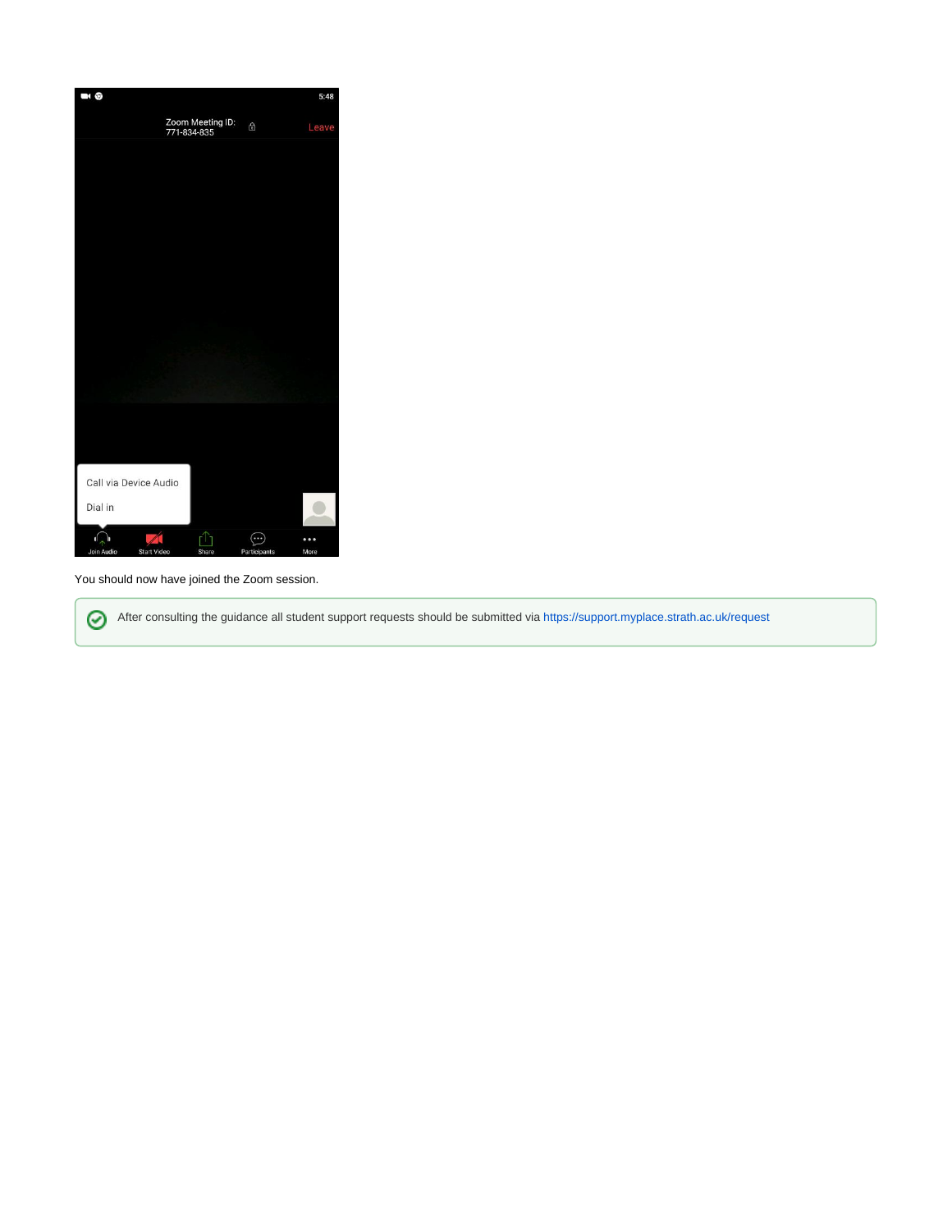You should now have joined the Zoom session.

After consulting the guidance all student support requests should be submitted via https://support.myplace.strath.ac.uk/request